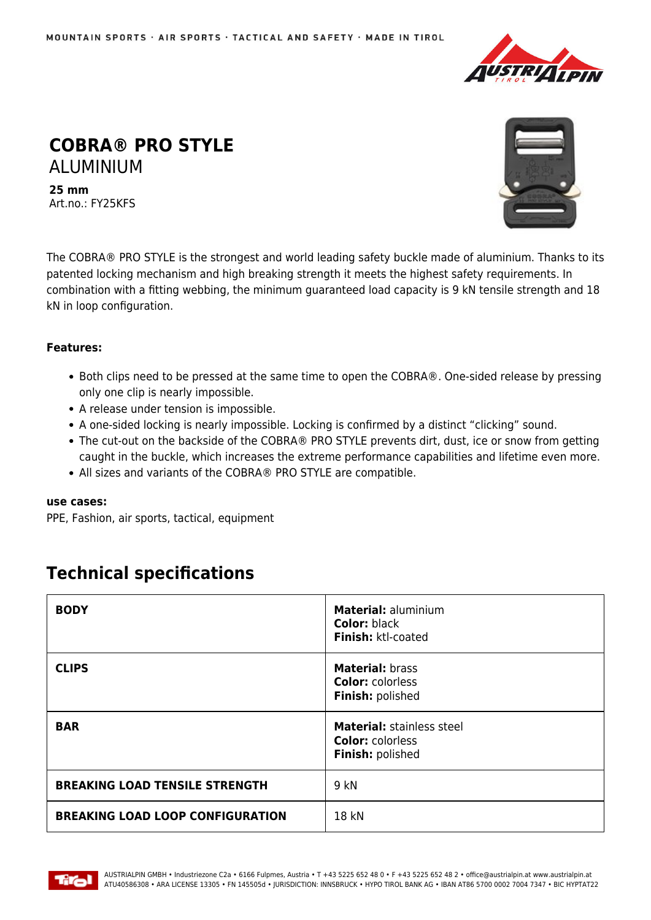# COBRA® PRO STYLE

## ALUMINIUM

**25 mm**
Art.no.: FY25KFS

The COBRA® PRO STYLE is the strongest and world leading safety buckle made of aluminium. Thanks to its patented locking mechanism and high breaking strength it meets the highest safety requirements. In combination with a fitting webbing, the minimum guaranteed load capacity is 9 kN tensile strength and 18 kN in loop configuration.

**Features:**

- Both clips need to be pressed at the same time to open the COBRA®. One-sided release by pressing only one clip is nearly impossible.
- A release under tension is impossible.
- A one-sided locking is nearly impossible. Locking is confirmed by a distinct "clicking" sound.
- The cut-out on the backside of the COBRA® PRO STYLE prevents dirt, dust, ice or snow from getting caught in the buckle, which increases the extreme performance capabilities and lifetime even more.
- All sizes and variants of the COBRA® PRO STYLE are compatible.

**use cases:**
PPE, Fashion, air sports, tactical, equipment

## Technical specifications

| | |
|---|---|
| **BODY** | **Material:** aluminium<br>**Color:** black<br>**Finish:** ktl-coated |
| **CLIPS** | **Material:** brass<br>**Color:** colorless<br>**Finish:** polished |
| **BAR** | **Material:** stainless steel<br>**Color:** colorless<br>**Finish:** polished |
| **BREAKING LOAD TENSILE STRENGTH** | 9 kN |
| **BREAKING LOAD LOOP CONFIGURATION** | 18 kN |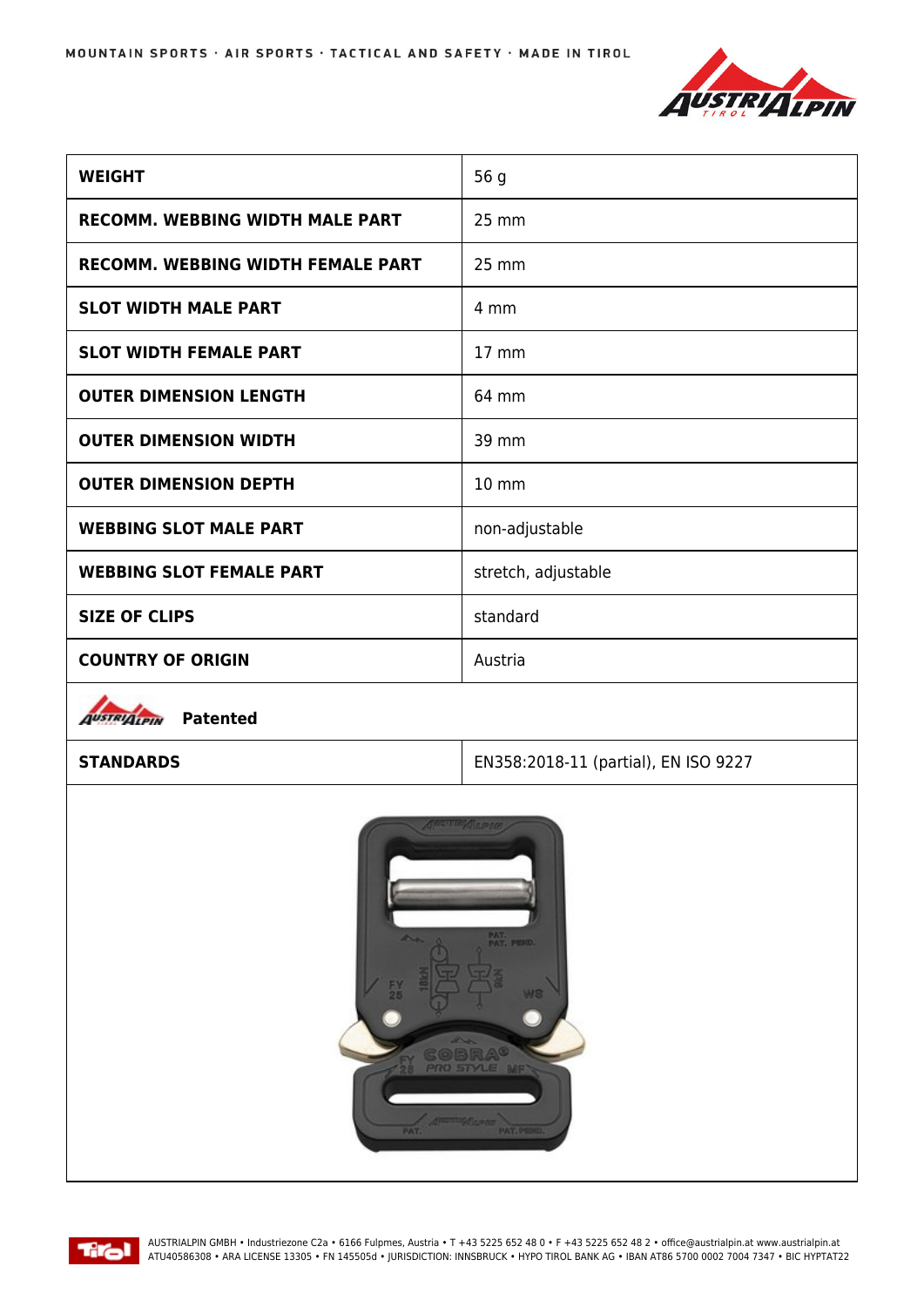| WEIGHT | 56 g |
|---|---|
| RECOMM. WEBBING WIDTH MALE PART | 25 mm |
| RECOMM. WEBBING WIDTH FEMALE PART | 25 mm |
| SLOT WIDTH MALE PART | 4 mm |
| SLOT WIDTH FEMALE PART | 17 mm |
| OUTER DIMENSION LENGTH | 64 mm |
| OUTER DIMENSION WIDTH | 39 mm |
| OUTER DIMENSION DEPTH | 10 mm |
| WEBBING SLOT MALE PART | non-adjustable |
| WEBBING SLOT FEMALE PART | stretch, adjustable |
| SIZE OF CLIPS | standard |
| COUNTRY OF ORIGIN | Austria |
| **Patented** | |
| STANDARDS | EN358:2018-11 (partial), EN ISO 9227 |

AUSTRIALPIN GMBH • Industriezone C2a • 6166 Fulpmes, Austria • T +43 5225 652 48 0 • F +43 5225 652 48 2 • office@austrialpin.at www.austrialpin.at
ATU40586308 • ARA LICENSE 13305 • FN 145505d • JURISDICTION: INNSBRUCK • HYPO TIROL BANK AG • IBAN AT86 5700 0002 7004 7347 • BIC HYPTAT22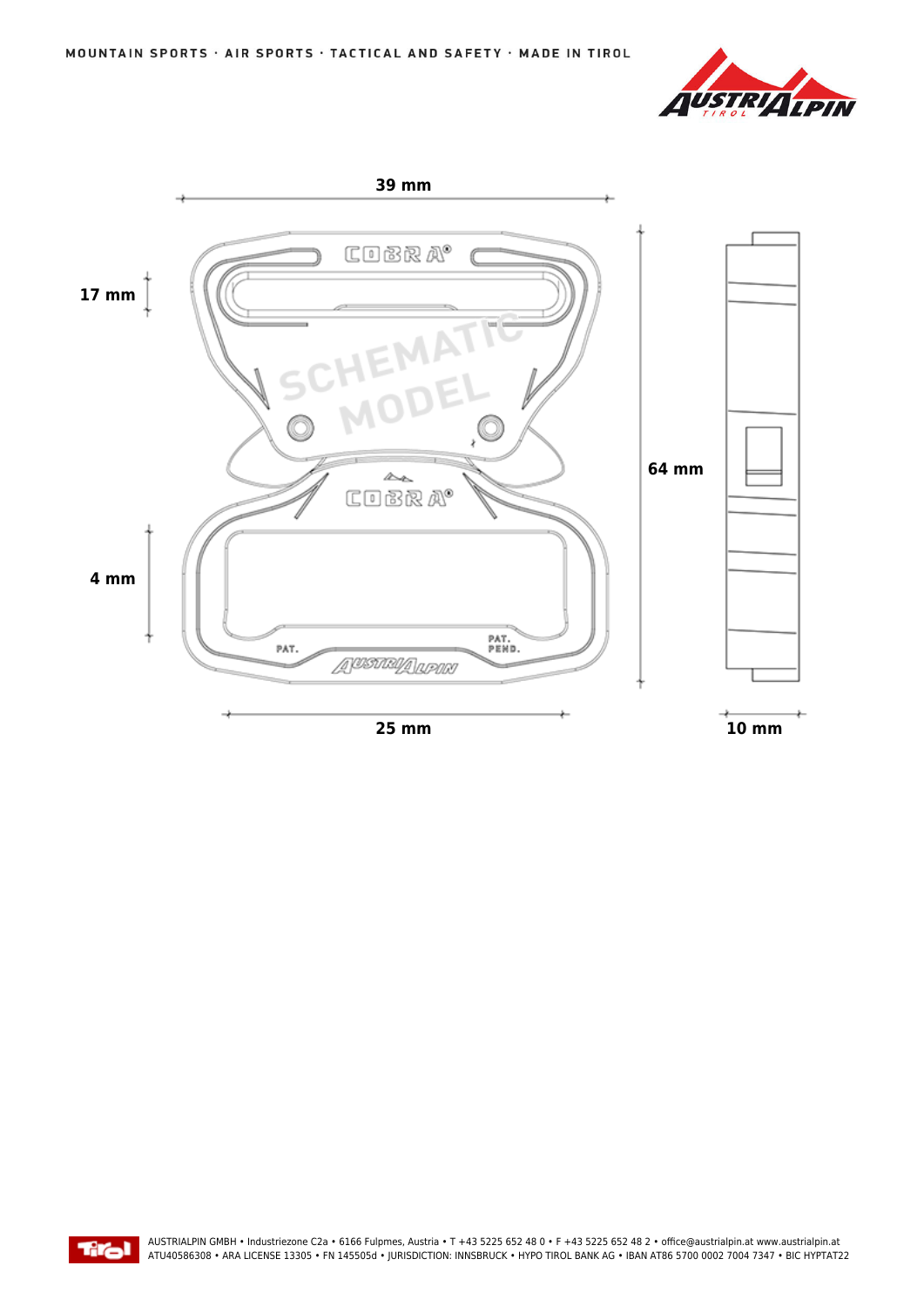39 mm

17 mm

4 mm

64 mm

25 mm

10 mm

COBRA®

SCHEMATIC MODEL

COBRA®

PAT.

PAT. PEND.

AUSTRIALPIN